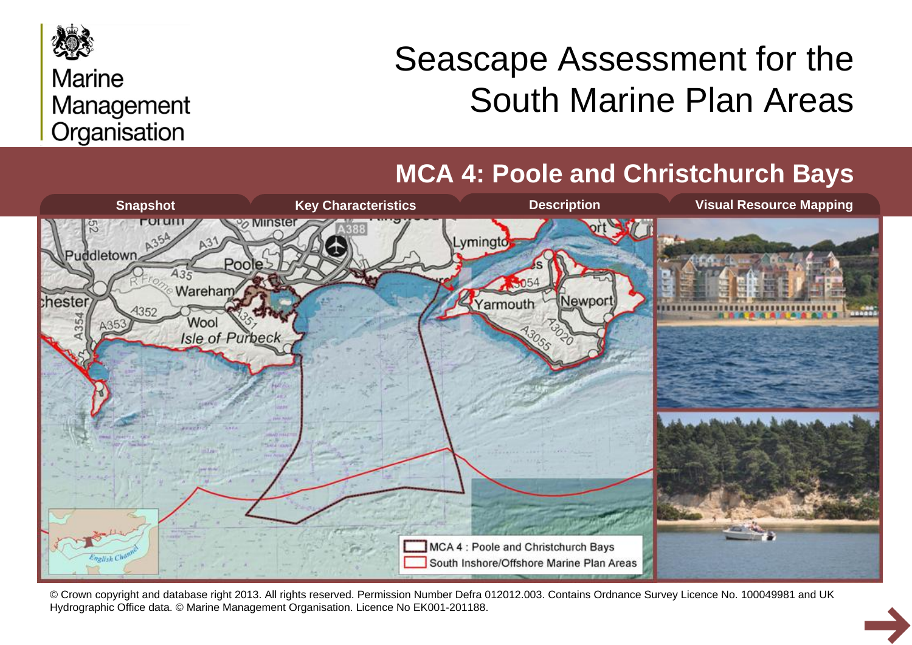Marine Management Organisation

# Seascape Assessment for the South Marine Plan Areas

## MCA 4: Poole and Christchurch Bays

Snapshot | Key Characteristics | Description | Visual Resource Mapping

MCA 4 : Poole and Christchurch Bays

South Inshore/Offshore Marine Plan Areas

© Crown copyright and database right 2013. All rights reserved. Permission Number Defra 012012.003. Contains Ordnance Survey Licence No. 100049981 and UK Hydrographic Office data. © Marine Management Organisation. Licence No EK001-201188.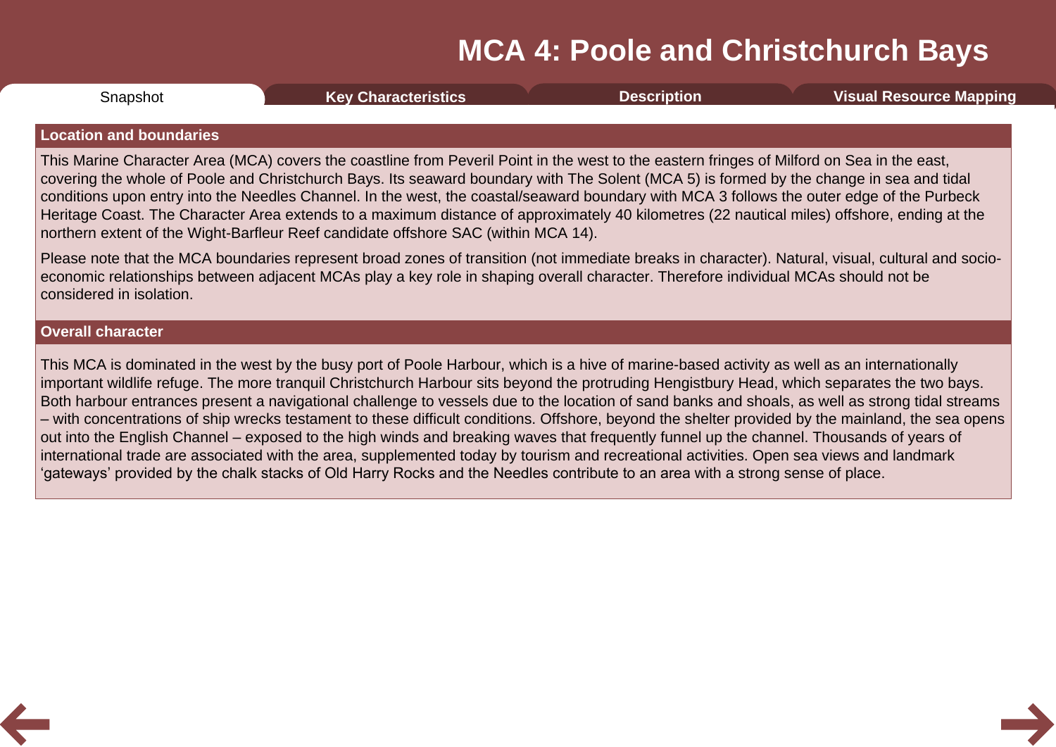# MCA 4: Poole and Christchurch Bays

Snapshot | Key Characteristics | Description | Visual Resource Mapping

## Location and boundaries

This Marine Character Area (MCA) covers the coastline from Peveril Point in the west to the eastern fringes of Milford on Sea in the east, covering the whole of Poole and Christchurch Bays. Its seaward boundary with The Solent (MCA 5) is formed by the change in sea and tidal conditions upon entry into the Needles Channel. In the west, the coastal/seaward boundary with MCA 3 follows the outer edge of the Purbeck Heritage Coast. The Character Area extends to a maximum distance of approximately 40 kilometres (22 nautical miles) offshore, ending at the northern extent of the Wight-Barfleur Reef candidate offshore SAC (within MCA 14).

Please note that the MCA boundaries represent broad zones of transition (not immediate breaks in character). Natural, visual, cultural and socio-economic relationships between adjacent MCAs play a key role in shaping overall character. Therefore individual MCAs should not be considered in isolation.

## Overall character

This MCA is dominated in the west by the busy port of Poole Harbour, which is a hive of marine-based activity as well as an internationally important wildlife refuge. The more tranquil Christchurch Harbour sits beyond the protruding Hengistbury Head, which separates the two bays. Both harbour entrances present a navigational challenge to vessels due to the location of sand banks and shoals, as well as strong tidal streams – with concentrations of ship wrecks testament to these difficult conditions. Offshore, beyond the shelter provided by the mainland, the sea opens out into the English Channel – exposed to the high winds and breaking waves that frequently funnel up the channel. Thousands of years of international trade are associated with the area, supplemented today by tourism and recreational activities. Open sea views and landmark 'gateways' provided by the chalk stacks of Old Harry Rocks and the Needles contribute to an area with a strong sense of place.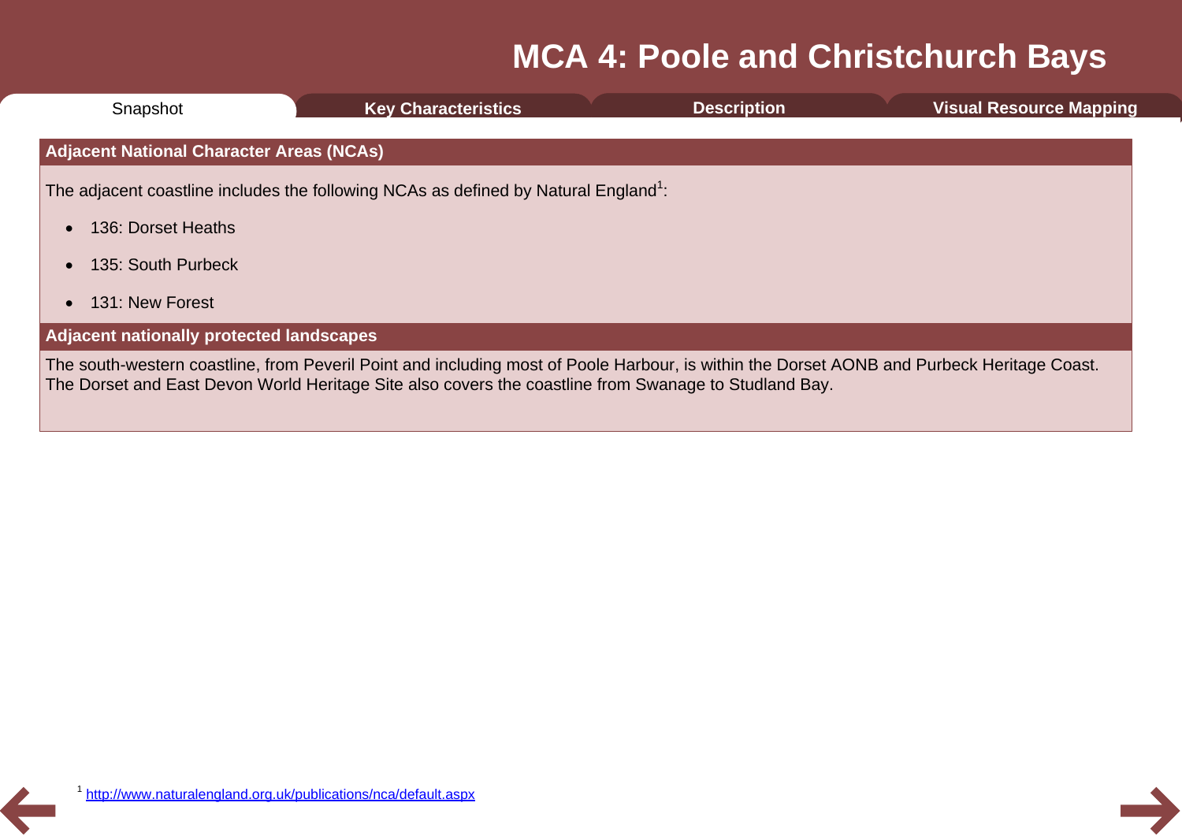# MCA 4: Poole and Christchurch Bays

Snapshot | Key Characteristics | Description | Visual Resource Mapping

## Adjacent National Character Areas (NCAs)

The adjacent coastline includes the following NCAs as defined by Natural England[1]:

- 136: Dorset Heaths
- 135: South Purbeck
- 131: New Forest

## Adjacent nationally protected landscapes

The south-western coastline, from Peveril Point and including most of Poole Harbour, is within the Dorset AONB and Purbeck Heritage Coast. The Dorset and East Devon World Heritage Site also covers the coastline from Swanage to Studland Bay.

[1] http://www.naturalengland.org.uk/publications/nca/default.aspx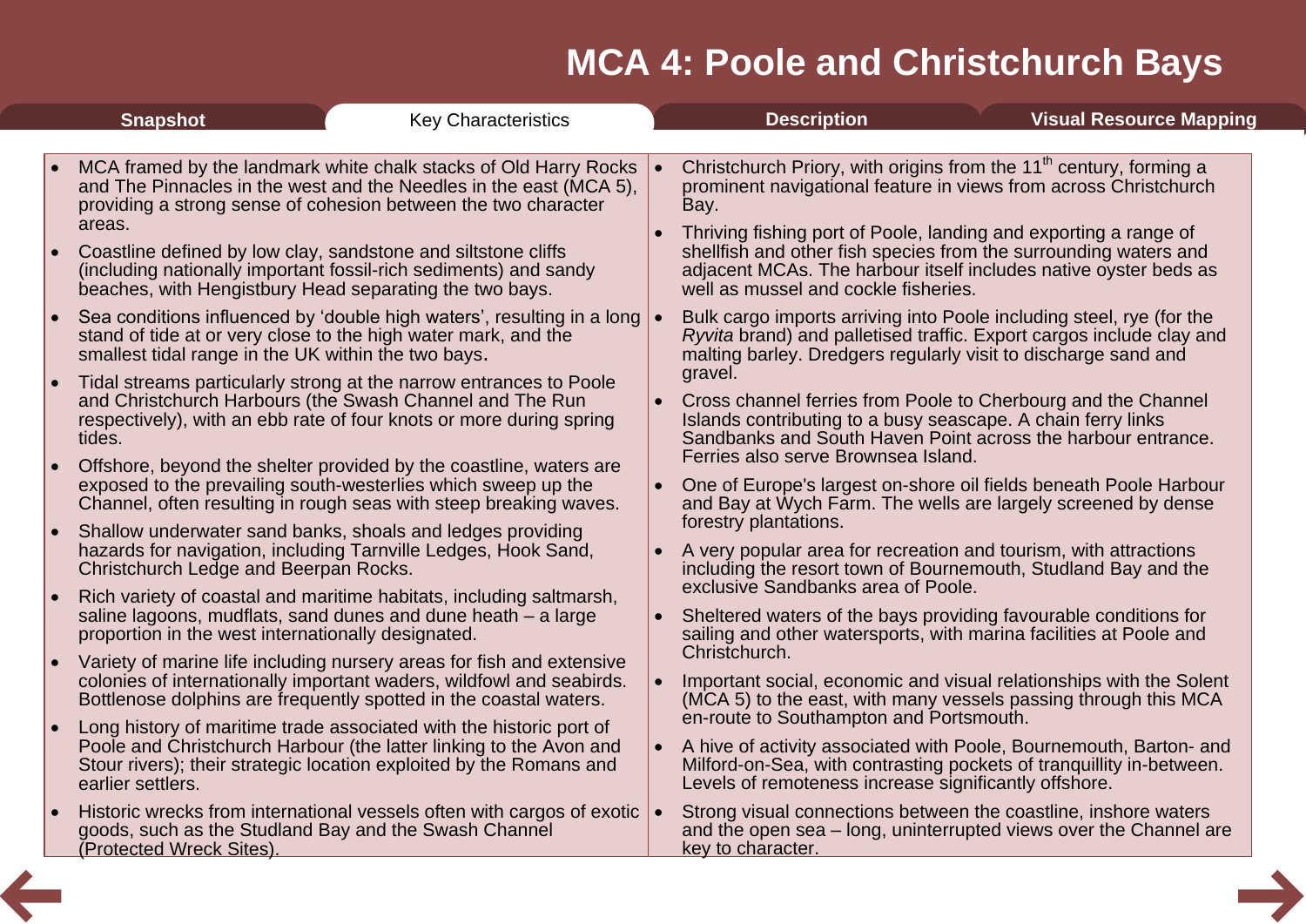# MCA 4: Poole and Christchurch Bays

**Snapshot** | Key Characteristics | **Description** | **Visual Resource Mapping**

- MCA framed by the landmark white chalk stacks of Old Harry Rocks and The Pinnacles in the west and the Needles in the east (MCA 5), providing a strong sense of cohesion between the two character areas.
- Coastline defined by low clay, sandstone and siltstone cliffs (including nationally important fossil-rich sediments) and sandy beaches, with Hengistbury Head separating the two bays.
- Sea conditions influenced by 'double high waters', resulting in a long stand of tide at or very close to the high water mark, and the smallest tidal range in the UK within the two bays.
- Tidal streams particularly strong at the narrow entrances to Poole and Christchurch Harbours (the Swash Channel and The Run respectively), with an ebb rate of four knots or more during spring tides.
- Offshore, beyond the shelter provided by the coastline, waters are exposed to the prevailing south-westerlies which sweep up the Channel, often resulting in rough seas with steep breaking waves.
- Shallow underwater sand banks, shoals and ledges providing hazards for navigation, including Tarnville Ledges, Hook Sand, Christchurch Ledge and Beerpan Rocks.
- Rich variety of coastal and maritime habitats, including saltmarsh, saline lagoons, mudflats, sand dunes and dune heath – a large proportion in the west internationally designated.
- Variety of marine life including nursery areas for fish and extensive colonies of internationally important waders, wildfowl and seabirds. Bottlenose dolphins are frequently spotted in the coastal waters.
- Long history of maritime trade associated with the historic port of Poole and Christchurch Harbour (the latter linking to the Avon and Stour rivers); their strategic location exploited by the Romans and earlier settlers.
- Historic wrecks from international vessels often with cargos of exotic goods, such as the Studland Bay and the Swash Channel (Protected Wreck Sites).
- Christchurch Priory, with origins from the 11th century, forming a prominent navigational feature in views from across Christchurch Bay.
- Thriving fishing port of Poole, landing and exporting a range of shellfish and other fish species from the surrounding waters and adjacent MCAs. The harbour itself includes native oyster beds as well as mussel and cockle fisheries.
- Bulk cargo imports arriving into Poole including steel, rye (for the *Ryvita* brand) and palletised traffic. Export cargos include clay and malting barley. Dredgers regularly visit to discharge sand and gravel.
- Cross channel ferries from Poole to Cherbourg and the Channel Islands contributing to a busy seascape. A chain ferry links Sandbanks and South Haven Point across the harbour entrance. Ferries also serve Brownsea Island.
- One of Europe's largest on-shore oil fields beneath Poole Harbour and Bay at Wych Farm. The wells are largely screened by dense forestry plantations.
- A very popular area for recreation and tourism, with attractions including the resort town of Bournemouth, Studland Bay and the exclusive Sandbanks area of Poole.
- Sheltered waters of the bays providing favourable conditions for sailing and other watersports, with marina facilities at Poole and Christchurch.
- Important social, economic and visual relationships with the Solent (MCA 5) to the east, with many vessels passing through this MCA en-route to Southampton and Portsmouth.
- A hive of activity associated with Poole, Bournemouth, Barton- and Milford-on-Sea, with contrasting pockets of tranquillity in-between. Levels of remoteness increase significantly offshore.
- Strong visual connections between the coastline, inshore waters and the open sea – long, uninterrupted views over the Channel are key to character.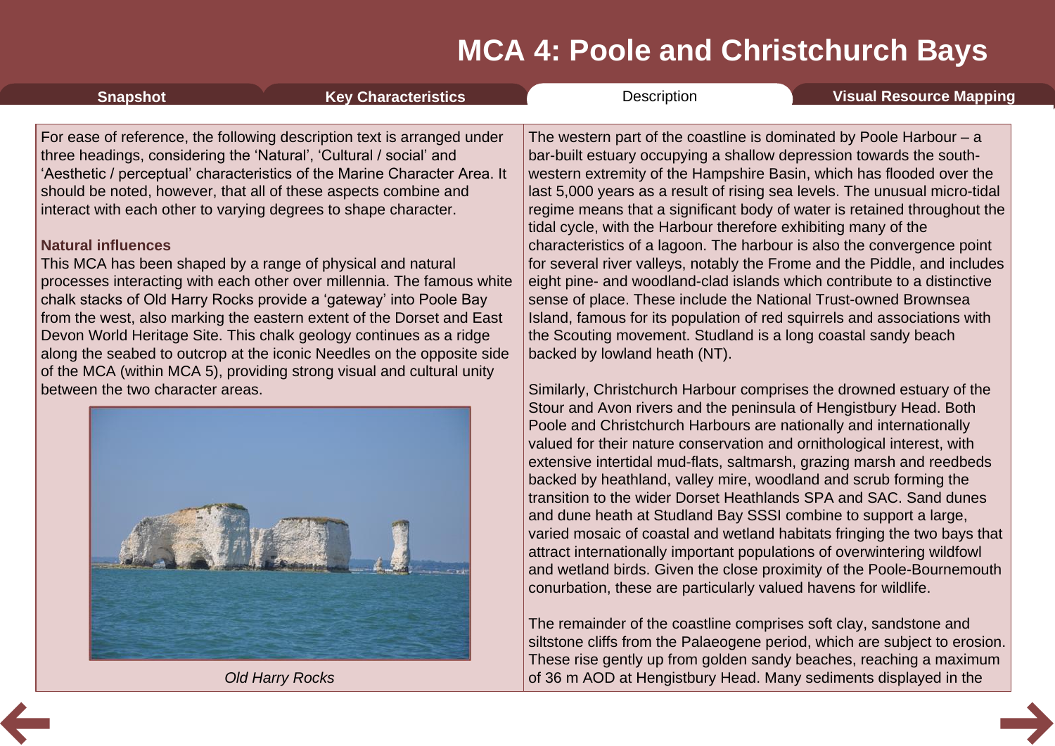# MCA 4: Poole and Christchurch Bays

For ease of reference, the following description text is arranged under three headings, considering the 'Natural', 'Cultural / social' and 'Aesthetic / perceptual' characteristics of the Marine Character Area. It should be noted, however, that all of these aspects combine and interact with each other to varying degrees to shape character.

### Natural influences

This MCA has been shaped by a range of physical and natural processes interacting with each other over millennia. The famous white chalk stacks of Old Harry Rocks provide a 'gateway' into Poole Bay from the west, also marking the eastern extent of the Dorset and East Devon World Heritage Site. This chalk geology continues as a ridge along the seabed to outcrop at the iconic Needles on the opposite side of the MCA (within MCA 5), providing strong visual and cultural unity between the two character areas.

*Old Harry Rocks*

The western part of the coastline is dominated by Poole Harbour – a bar-built estuary occupying a shallow depression towards the south-western extremity of the Hampshire Basin, which has flooded over the last 5,000 years as a result of rising sea levels. The unusual micro-tidal regime means that a significant body of water is retained throughout the tidal cycle, with the Harbour therefore exhibiting many of the characteristics of a lagoon. The harbour is also the convergence point for several river valleys, notably the Frome and the Piddle, and includes eight pine- and woodland-clad islands which contribute to a distinctive sense of place. These include the National Trust-owned Brownsea Island, famous for its population of red squirrels and associations with the Scouting movement. Studland is a long coastal sandy beach backed by lowland heath (NT).

Similarly, Christchurch Harbour comprises the drowned estuary of the Stour and Avon rivers and the peninsula of Hengistbury Head. Both Poole and Christchurch Harbours are nationally and internationally valued for their nature conservation and ornithological interest, with extensive intertidal mud-flats, saltmarsh, grazing marsh and reedbeds backed by heathland, valley mire, woodland and scrub forming the transition to the wider Dorset Heathlands SPA and SAC. Sand dunes and dune heath at Studland Bay SSSI combine to support a large, varied mosaic of coastal and wetland habitats fringing the two bays that attract internationally important populations of overwintering wildfowl and wetland birds. Given the close proximity of the Poole-Bournemouth conurbation, these are particularly valued havens for wildlife.

The remainder of the coastline comprises soft clay, sandstone and siltstone cliffs from the Palaeogene period, which are subject to erosion. These rise gently up from golden sandy beaches, reaching a maximum of 36 m AOD at Hengistbury Head. Many sediments displayed in the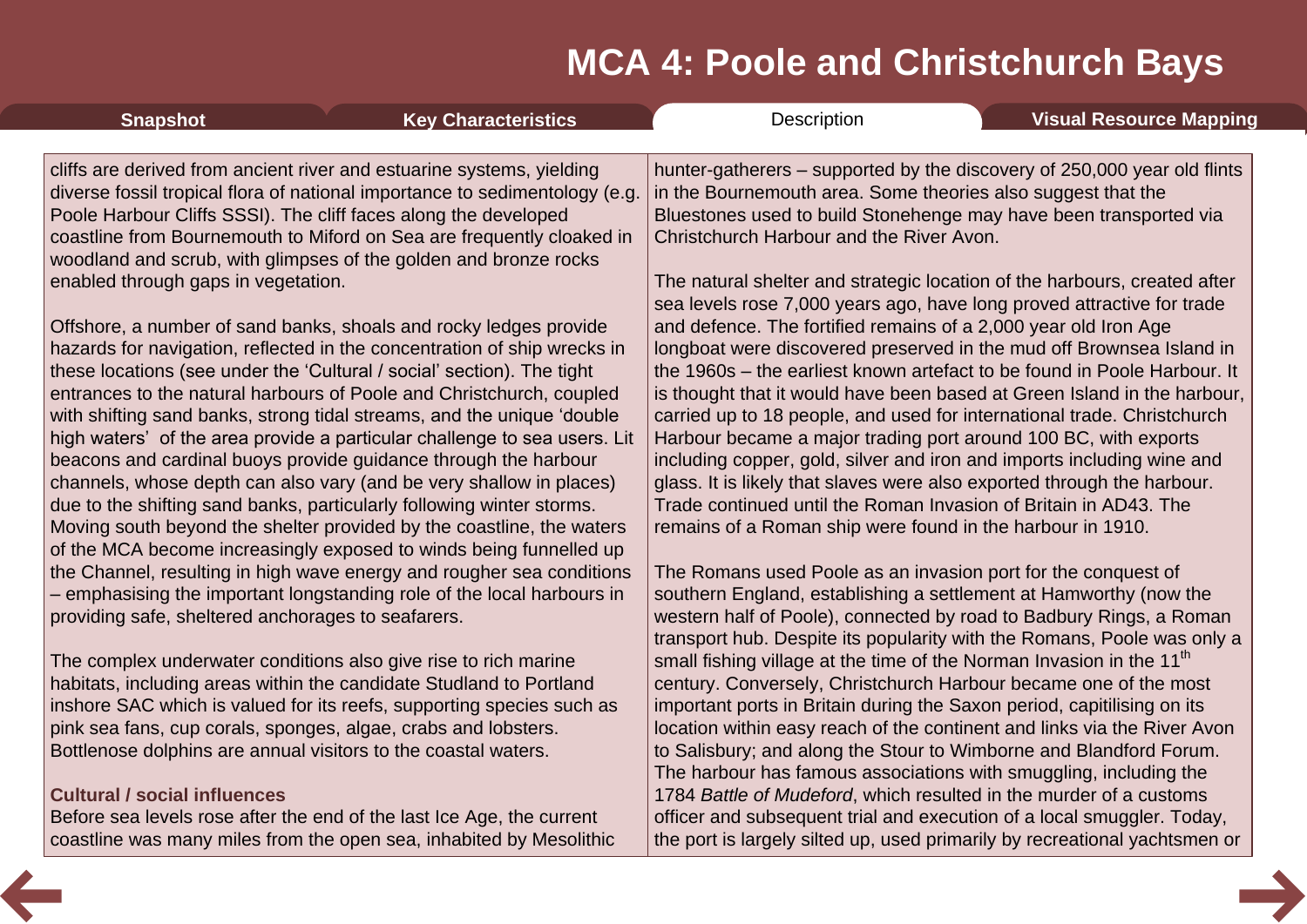cliffs are derived from ancient river and estuarine systems, yielding diverse fossil tropical flora of national importance to sedimentology (e.g. Poole Harbour Cliffs SSSI). The cliff faces along the developed coastline from Bournemouth to Miford on Sea are frequently cloaked in woodland and scrub, with glimpses of the golden and bronze rocks enabled through gaps in vegetation.

Offshore, a number of sand banks, shoals and rocky ledges provide hazards for navigation, reflected in the concentration of ship wrecks in these locations (see under the 'Cultural / social' section). The tight entrances to the natural harbours of Poole and Christchurch, coupled with shifting sand banks, strong tidal streams, and the unique 'double high waters' of the area provide a particular challenge to sea users. Lit beacons and cardinal buoys provide guidance through the harbour channels, whose depth can also vary (and be very shallow in places) due to the shifting sand banks, particularly following winter storms. Moving south beyond the shelter provided by the coastline, the waters of the MCA become increasingly exposed to winds being funnelled up the Channel, resulting in high wave energy and rougher sea conditions – emphasising the important longstanding role of the local harbours in providing safe, sheltered anchorages to seafarers.

The complex underwater conditions also give rise to rich marine habitats, including areas within the candidate Studland to Portland inshore SAC which is valued for its reefs, supporting species such as pink sea fans, cup corals, sponges, algae, crabs and lobsters. Bottlenose dolphins are annual visitors to the coastal waters.

**Cultural / social influences**

Before sea levels rose after the end of the last Ice Age, the current coastline was many miles from the open sea, inhabited by Mesolithic hunter-gatherers – supported by the discovery of 250,000 year old flints in the Bournemouth area. Some theories also suggest that the Bluestones used to build Stonehenge may have been transported via Christchurch Harbour and the River Avon.

The natural shelter and strategic location of the harbours, created after sea levels rose 7,000 years ago, have long proved attractive for trade and defence. The fortified remains of a 2,000 year old Iron Age longboat were discovered preserved in the mud off Brownsea Island in the 1960s – the earliest known artefact to be found in Poole Harbour. It is thought that it would have been based at Green Island in the harbour, carried up to 18 people, and used for international trade. Christchurch Harbour became a major trading port around 100 BC, with exports including copper, gold, silver and iron and imports including wine and glass. It is likely that slaves were also exported through the harbour. Trade continued until the Roman Invasion of Britain in AD43. The remains of a Roman ship were found in the harbour in 1910.

The Romans used Poole as an invasion port for the conquest of southern England, establishing a settlement at Hamworthy (now the western half of Poole), connected by road to Badbury Rings, a Roman transport hub. Despite its popularity with the Romans, Poole was only a small fishing village at the time of the Norman Invasion in the 11th century. Conversely, Christchurch Harbour became one of the most important ports in Britain during the Saxon period, capitilising on its location within easy reach of the continent and links via the River Avon to Salisbury; and along the Stour to Wimborne and Blandford Forum. The harbour has famous associations with smuggling, including the 1784 *Battle of Mudeford*, which resulted in the murder of a customs officer and subsequent trial and execution of a local smuggler. Today, the port is largely silted up, used primarily by recreational yachtsmen or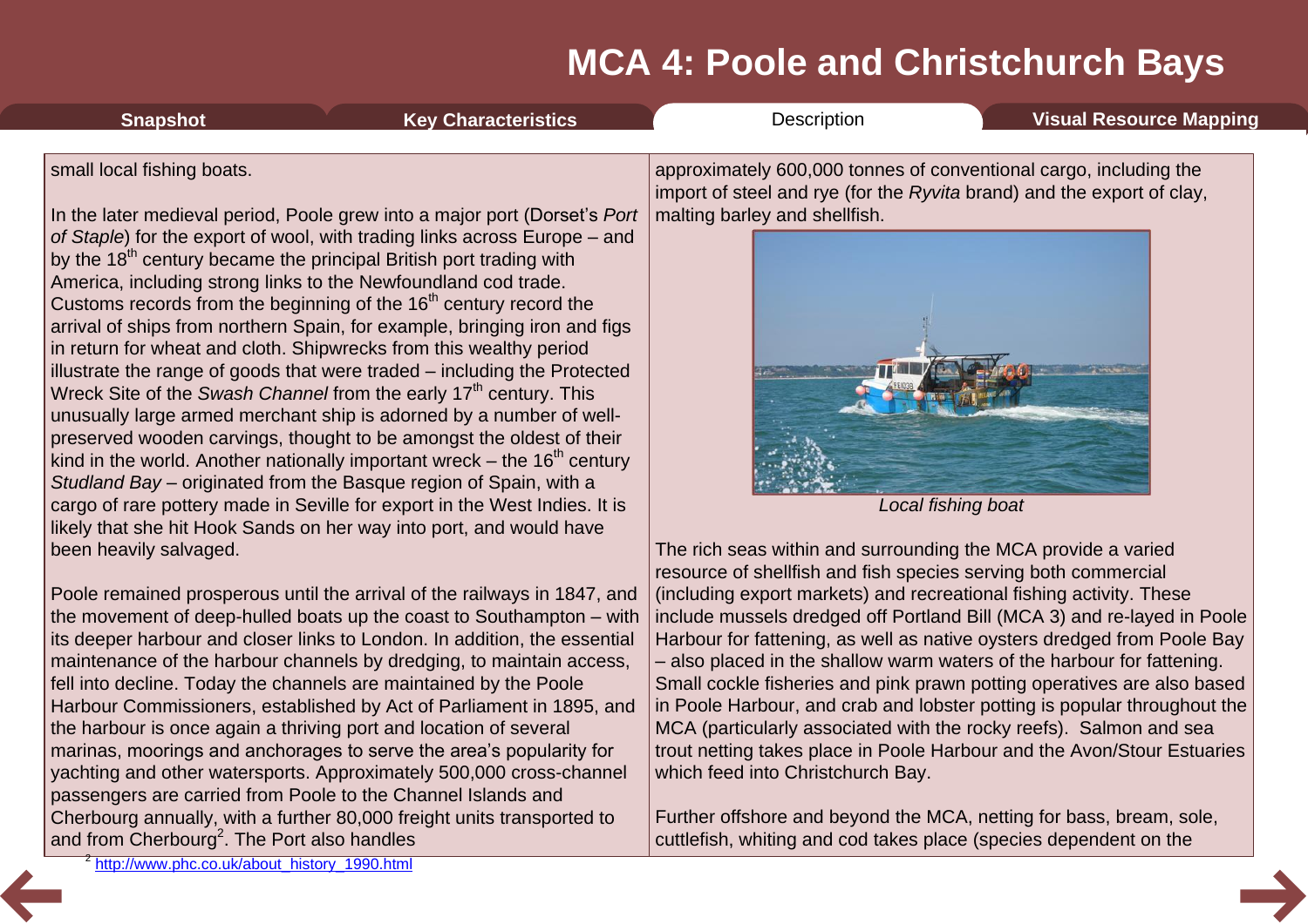small local fishing boats.

In the later medieval period, Poole grew into a major port (Dorset's *Port of Staple*) for the export of wool, with trading links across Europe – and by the 18th century became the principal British port trading with America, including strong links to the Newfoundland cod trade. Customs records from the beginning of the 16th century record the arrival of ships from northern Spain, for example, bringing iron and figs in return for wheat and cloth. Shipwrecks from this wealthy period illustrate the range of goods that were traded – including the Protected Wreck Site of the *Swash Channel* from the early 17th century. This unusually large armed merchant ship is adorned by a number of well-preserved wooden carvings, thought to be amongst the oldest of their kind in the world. Another nationally important wreck – the 16th century *Studland Bay* – originated from the Basque region of Spain, with a cargo of rare pottery made in Seville for export in the West Indies. It is likely that she hit Hook Sands on her way into port, and would have been heavily salvaged.

Poole remained prosperous until the arrival of the railways in 1847, and the movement of deep-hulled boats up the coast to Southampton – with its deeper harbour and closer links to London. In addition, the essential maintenance of the harbour channels by dredging, to maintain access, fell into decline. Today the channels are maintained by the Poole Harbour Commissioners, established by Act of Parliament in 1895, and the harbour is once again a thriving port and location of several marinas, moorings and anchorages to serve the area's popularity for yachting and other watersports. Approximately 500,000 cross-channel passengers are carried from Poole to the Channel Islands and Cherbourg annually, with a further 80,000 freight units transported to and from Cherbourg[2]. The Port also handles approximately 600,000 tonnes of conventional cargo, including the import of steel and rye (for the *Ryvita* brand) and the export of clay, malting barley and shellfish.

*Local fishing boat*

The rich seas within and surrounding the MCA provide a varied resource of shellfish and fish species serving both commercial (including export markets) and recreational fishing activity. These include mussels dredged off Portland Bill (MCA 3) and re-layed in Poole Harbour for fattening, as well as native oysters dredged from Poole Bay – also placed in the shallow warm waters of the harbour for fattening. Small cockle fisheries and pink prawn potting operatives are also based in Poole Harbour, and crab and lobster potting is popular throughout the MCA (particularly associated with the rocky reefs). Salmon and sea trout netting takes place in Poole Harbour and the Avon/Stour Estuaries which feed into Christchurch Bay.

Further offshore and beyond the MCA, netting for bass, bream, sole, cuttlefish, whiting and cod takes place (species dependent on the

[2] http://www.phc.co.uk/about_history_1990.html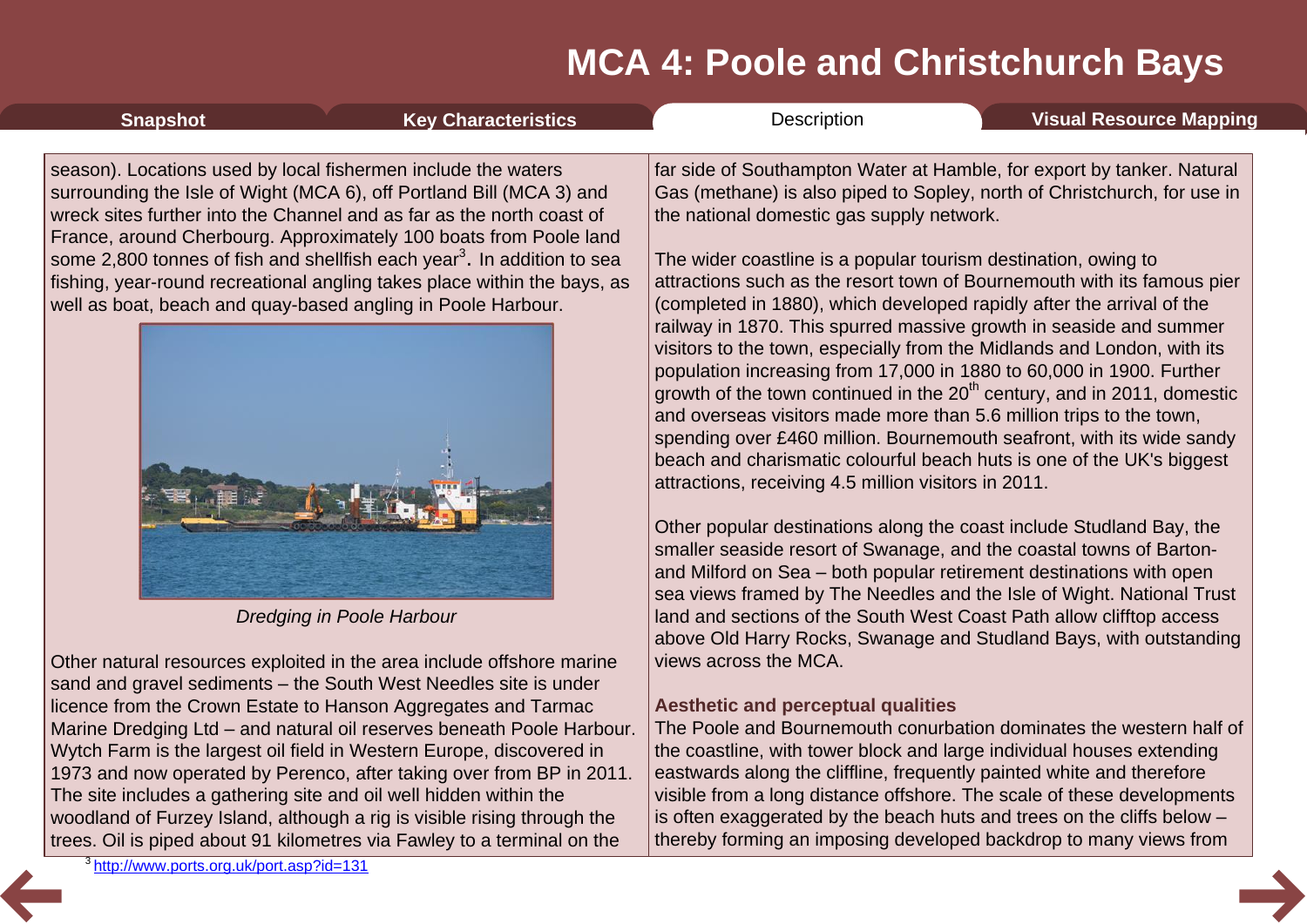season). Locations used by local fishermen include the waters surrounding the Isle of Wight (MCA 6), off Portland Bill (MCA 3) and wreck sites further into the Channel and as far as the north coast of France, around Cherbourg. Approximately 100 boats from Poole land some 2,800 tonnes of fish and shellfish each year[3]. In addition to sea fishing, year-round recreational angling takes place within the bays, as well as boat, beach and quay-based angling in Poole Harbour.

*Dredging in Poole Harbour*

Other natural resources exploited in the area include offshore marine sand and gravel sediments – the South West Needles site is under licence from the Crown Estate to Hanson Aggregates and Tarmac Marine Dredging Ltd – and natural oil reserves beneath Poole Harbour. Wytch Farm is the largest oil field in Western Europe, discovered in 1973 and now operated by Perenco, after taking over from BP in 2011. The site includes a gathering site and oil well hidden within the woodland of Furzey Island, although a rig is visible rising through the trees. Oil is piped about 91 kilometres via Fawley to a terminal on the far side of Southampton Water at Hamble, for export by tanker. Natural Gas (methane) is also piped to Sopley, north of Christchurch, for use in the national domestic gas supply network.

The wider coastline is a popular tourism destination, owing to attractions such as the resort town of Bournemouth with its famous pier (completed in 1880), which developed rapidly after the arrival of the railway in 1870. This spurred massive growth in seaside and summer visitors to the town, especially from the Midlands and London, with its population increasing from 17,000 in 1880 to 60,000 in 1900. Further growth of the town continued in the 20th century, and in 2011, domestic and overseas visitors made more than 5.6 million trips to the town, spending over £460 million. Bournemouth seafront, with its wide sandy beach and charismatic colourful beach huts is one of the UK's biggest attractions, receiving 4.5 million visitors in 2011.

Other popular destinations along the coast include Studland Bay, the smaller seaside resort of Swanage, and the coastal towns of Barton-and Milford on Sea – both popular retirement destinations with open sea views framed by The Needles and the Isle of Wight. National Trust land and sections of the South West Coast Path allow clifftop access above Old Harry Rocks, Swanage and Studland Bays, with outstanding views across the MCA.

### Aesthetic and perceptual qualities

The Poole and Bournemouth conurbation dominates the western half of the coastline, with tower block and large individual houses extending eastwards along the cliffline, frequently painted white and therefore visible from a long distance offshore. The scale of these developments is often exaggerated by the beach huts and trees on the cliffs below – thereby forming an imposing developed backdrop to many views from

[3] http://www.ports.org.uk/port.asp?id=131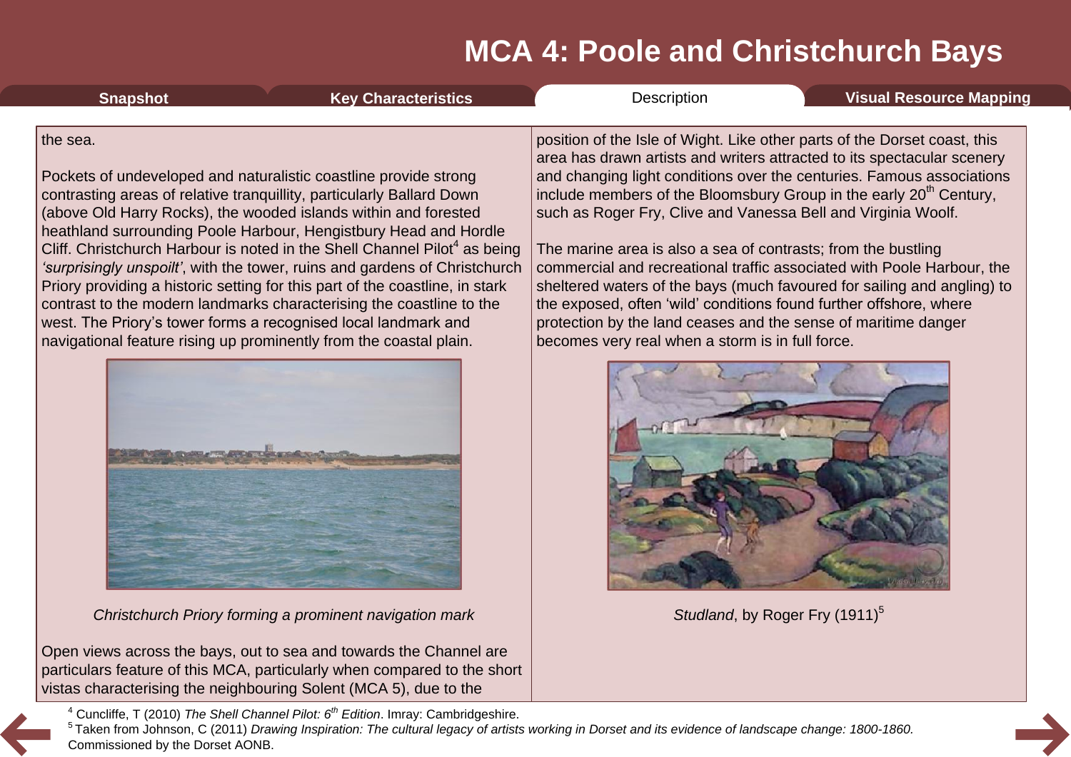the sea.

Pockets of undeveloped and naturalistic coastline provide strong contrasting areas of relative tranquillity, particularly Ballard Down (above Old Harry Rocks), the wooded islands within and forested heathland surrounding Poole Harbour, Hengistbury Head and Hordle Cliff. Christchurch Harbour is noted in the Shell Channel Pilot[4] as being *'surprisingly unspoilt'*, with the tower, ruins and gardens of Christchurch Priory providing a historic setting for this part of the coastline, in stark contrast to the modern landmarks characterising the coastline to the west. The Priory's tower forms a recognised local landmark and navigational feature rising up prominently from the coastal plain.

*Christchurch Priory forming a prominent navigation mark*

Open views across the bays, out to sea and towards the Channel are particulars feature of this MCA, particularly when compared to the short vistas characterising the neighbouring Solent (MCA 5), due to the position of the Isle of Wight. Like other parts of the Dorset coast, this area has drawn artists and writers attracted to its spectacular scenery and changing light conditions over the centuries. Famous associations include members of the Bloomsbury Group in the early 20th Century, such as Roger Fry, Clive and Vanessa Bell and Virginia Woolf.

The marine area is also a sea of contrasts; from the bustling commercial and recreational traffic associated with Poole Harbour, the sheltered waters of the bays (much favoured for sailing and angling) to the exposed, often 'wild' conditions found further offshore, where protection by the land ceases and the sense of maritime danger becomes very real when a storm is in full force.

*Studland*, by Roger Fry (1911)[5]

[4] Cuncliffe, T (2010) *The Shell Channel Pilot: 6th Edition*. Imray: Cambridgeshire.

[5] Taken from Johnson, C (2011) *Drawing Inspiration: The cultural legacy of artists working in Dorset and its evidence of landscape change: 1800-1860.* Commissioned by the Dorset AONB.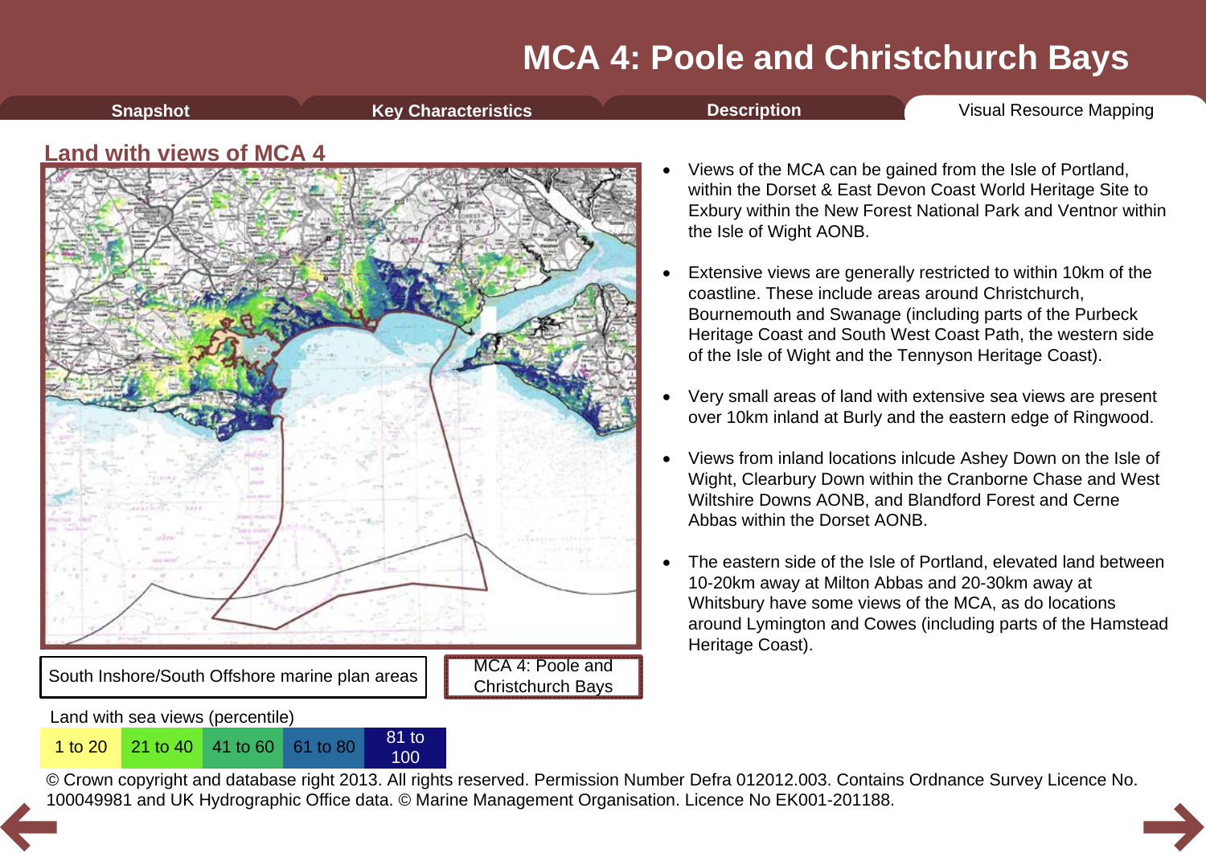# MCA 4: Poole and Christchurch Bays

Snapshot | Key Characteristics | Description | Visual Resource Mapping

## Land with views of MCA 4

South Inshore/South Offshore marine plan areas

MCA 4: Poole and Christchurch Bays

Land with sea views (percentile)

| 1 to 20 | 21 to 40 | 41 to 60 | 61 to 80 | 81 to 100 |
|---|---|---|---|---|

© Crown copyright and database right 2013. All rights reserved. Permission Number Defra 012012.003. Contains Ordnance Survey Licence No. 100049981 and UK Hydrographic Office data. © Marine Management Organisation. Licence No EK001-201188.

- Views of the MCA can be gained from the Isle of Portland, within the Dorset & East Devon Coast World Heritage Site to Exbury within the New Forest National Park and Ventnor within the Isle of Wight AONB.
- Extensive views are generally restricted to within 10km of the coastline. These include areas around Christchurch, Bournemouth and Swanage (including parts of the Purbeck Heritage Coast and South West Coast Path, the western side of the Isle of Wight and the Tennyson Heritage Coast).
- Very small areas of land with extensive sea views are present over 10km inland at Burly and the eastern edge of Ringwood.
- Views from inland locations inlcude Ashey Down on the Isle of Wight, Clearbury Down within the Cranborne Chase and West Wiltshire Downs AONB, and Blandford Forest and Cerne Abbas within the Dorset AONB.
- The eastern side of the Isle of Portland, elevated land between 10-20km away at Milton Abbas and 20-30km away at Whitsbury have some views of the MCA, as do locations around Lymington and Cowes (including parts of the Hamstead Heritage Coast).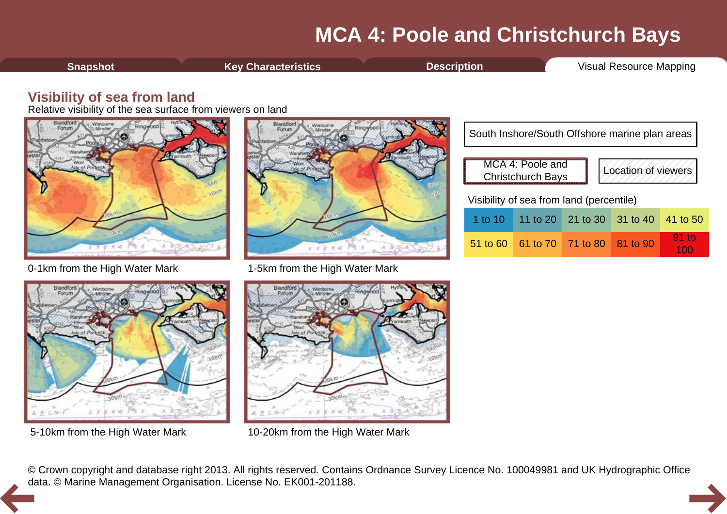# MCA 4: Poole and Christchurch Bays

Snapshot | Key Characteristics | Description | Visual Resource Mapping

## Visibility of sea from land

Relative visibility of the sea surface from viewers on land

0-1km from the High Water Mark

1-5km from the High Water Mark

5-10km from the High Water Mark

10-20km from the High Water Mark

South Inshore/South Offshore marine plan areas

MCA 4: Poole and Christchurch Bays

Location of viewers

Visibility of sea from land (percentile)

| | | | | |
|---|---|---|---|---|
| 1 to 10 | 11 to 20 | 21 to 30 | 31 to 40 | 41 to 50 |
| 51 to 60 | 61 to 70 | 71 to 80 | 81 to 90 | 91 to 100 |

© Crown copyright and database right 2013. All rights reserved. Contains Ordnance Survey Licence No. 100049981 and UK Hydrographic Office data. © Marine Management Organisation. License No. EK001-201188.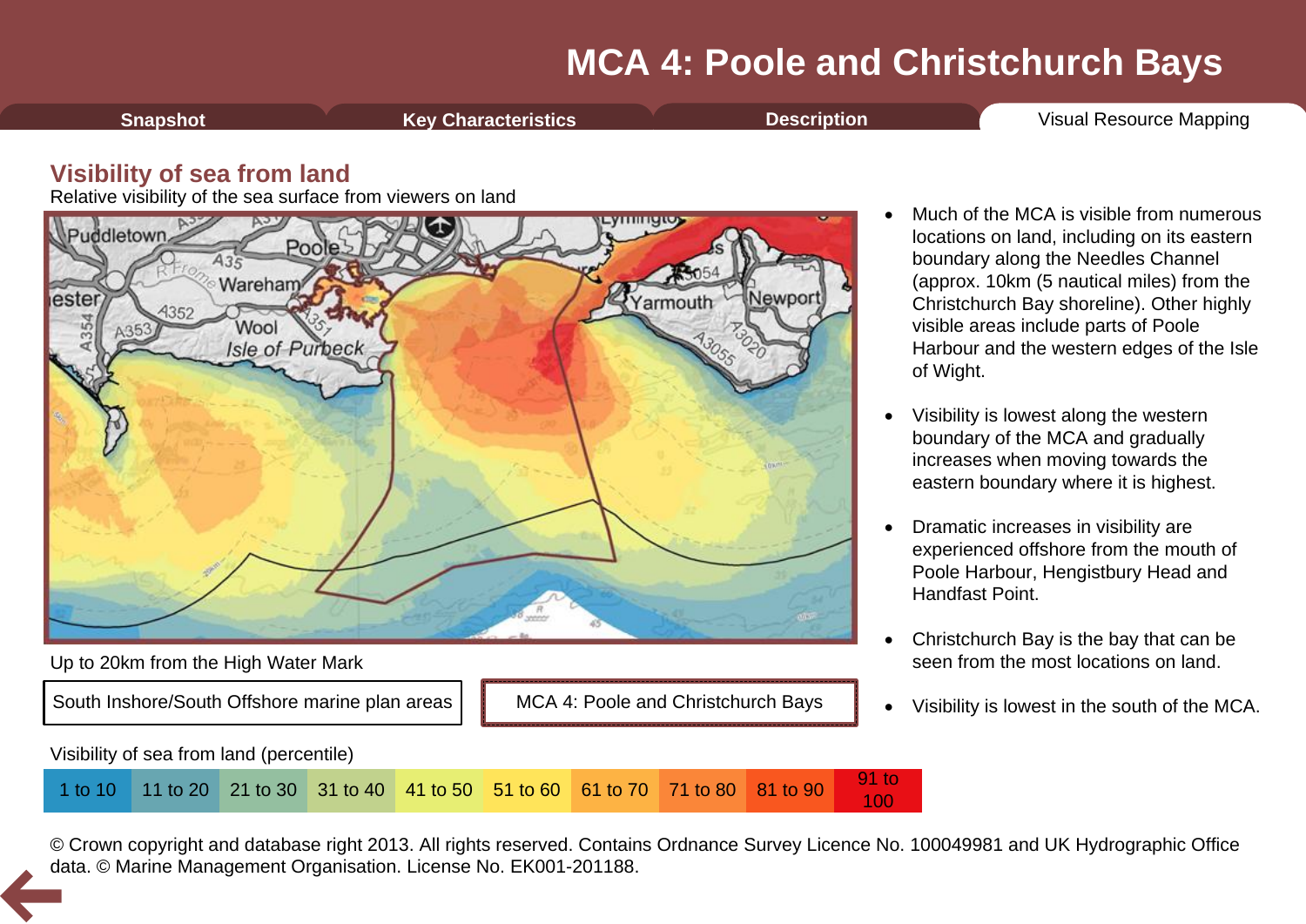# MCA 4: Poole and Christchurch Bays

Snapshot | Key Characteristics | Description | Visual Resource Mapping

## Visibility of sea from land

Relative visibility of the sea surface from viewers on land

Up to 20km from the High Water Mark

South Inshore/South Offshore marine plan areas

MCA 4: Poole and Christchurch Bays

Visibility of sea from land (percentile)

1 to 10
11 to 20
21 to 30
31 to 40
41 to 50
51 to 60
61 to 70
71 to 80
81 to 90
91 to 100

- Much of the MCA is visible from numerous locations on land, including on its eastern boundary along the Needles Channel (approx. 10km (5 nautical miles) from the Christchurch Bay shoreline). Other highly visible areas include parts of Poole Harbour and the western edges of the Isle of Wight.
- Visibility is lowest along the western boundary of the MCA and gradually increases when moving towards the eastern boundary where it is highest.
- Dramatic increases in visibility are experienced offshore from the mouth of Poole Harbour, Hengistbury Head and Handfast Point.
- Christchurch Bay is the bay that can be seen from the most locations on land.
- Visibility is lowest in the south of the MCA.

© Crown copyright and database right 2013. All rights reserved. Contains Ordnance Survey Licence No. 100049981 and UK Hydrographic Office data. © Marine Management Organisation. License No. EK001-201188.